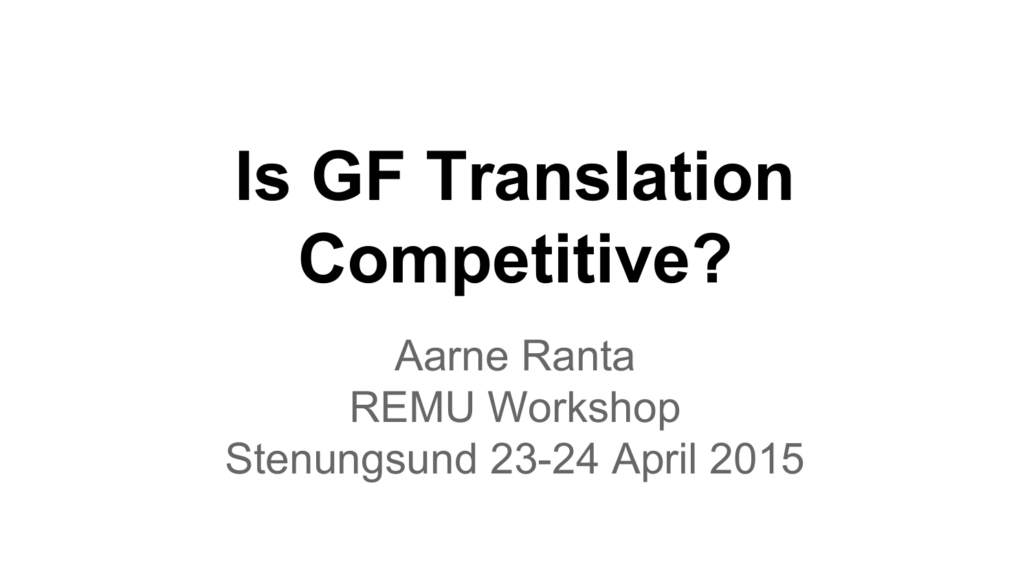# Is GF Translation Competitive?

Aarne Ranta
REMU Workshop
Stenungsund 23-24 April 2015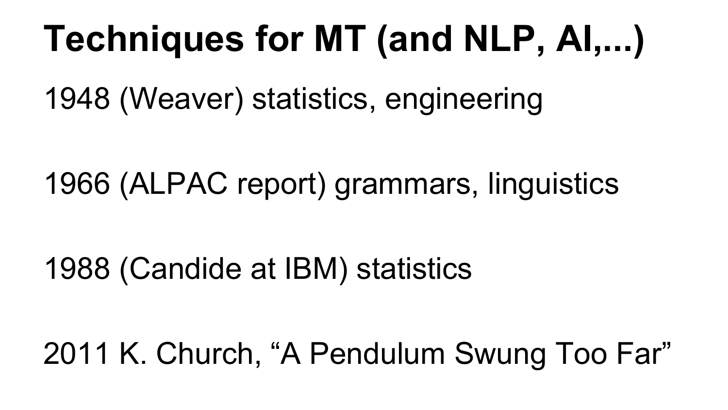# Techniques for MT (and NLP, AI,...)

1948 (Weaver) statistics, engineering

1966 (ALPAC report) grammars, linguistics

1988 (Candide at IBM) statistics

2011 K. Church, “A Pendulum Swung Too Far”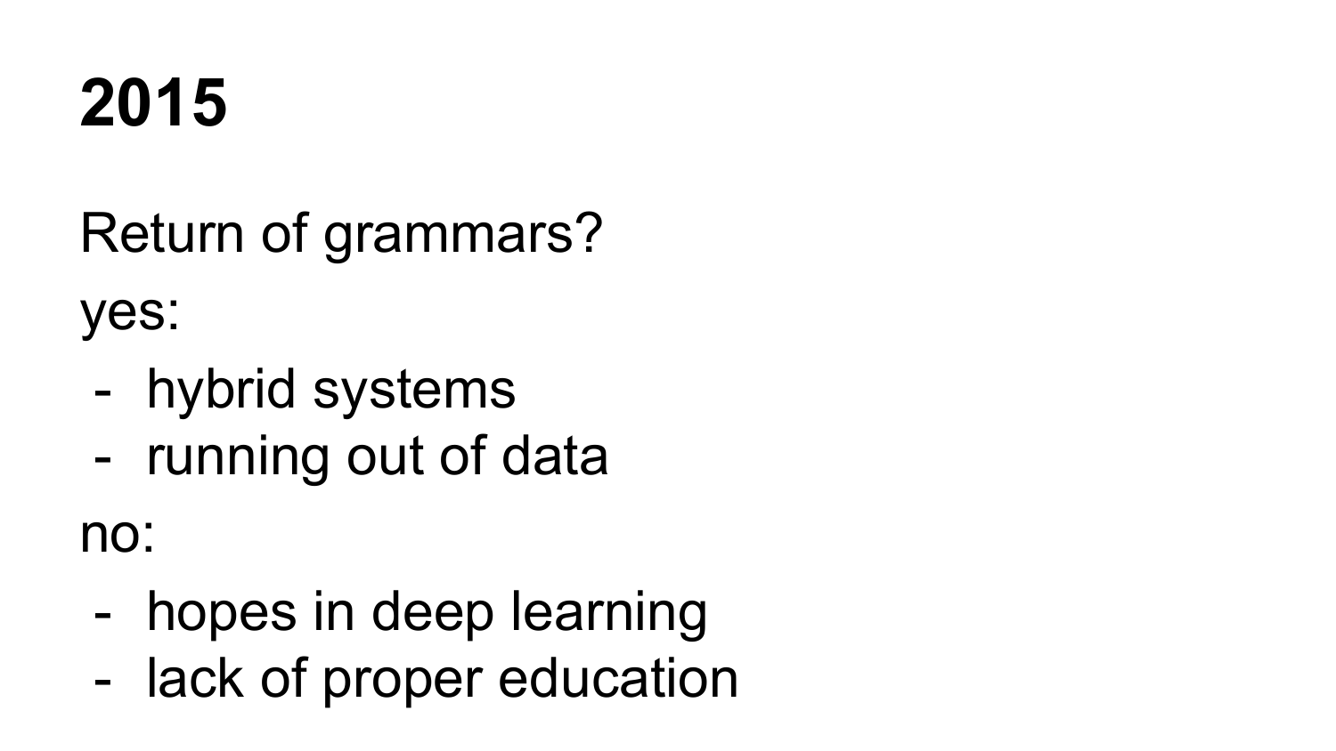# 2015

Return of grammars?

yes:

- hybrid systems
- running out of data

no:

- hopes in deep learning
- lack of proper education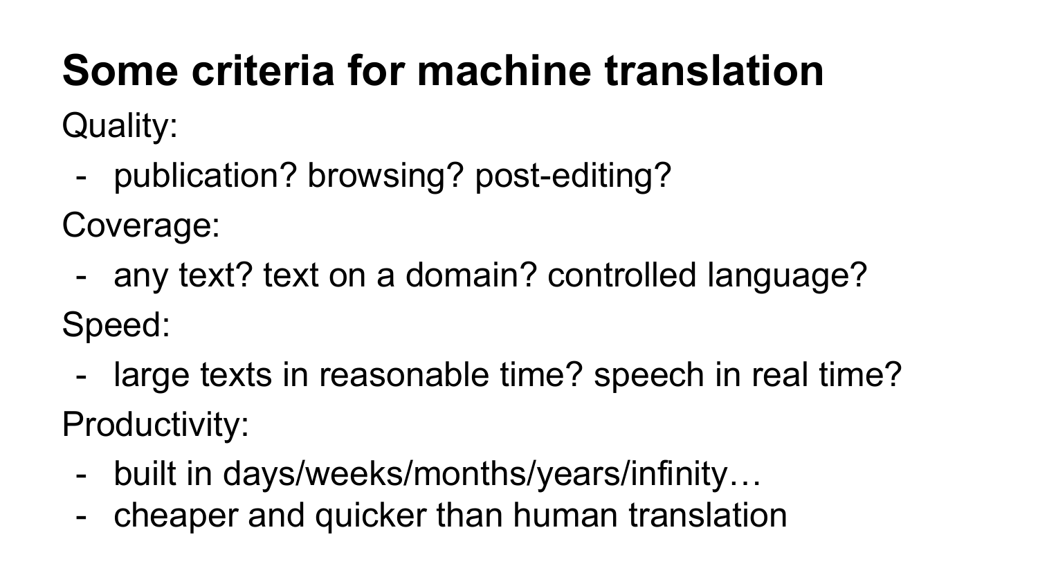# Some criteria for machine translation

Quality:

- publication? browsing? post-editing?

Coverage:

- any text? text on a domain? controlled language?

Speed:

- large texts in reasonable time? speech in real time?

Productivity:

- built in days/weeks/months/years/infinity…
- cheaper and quicker than human translation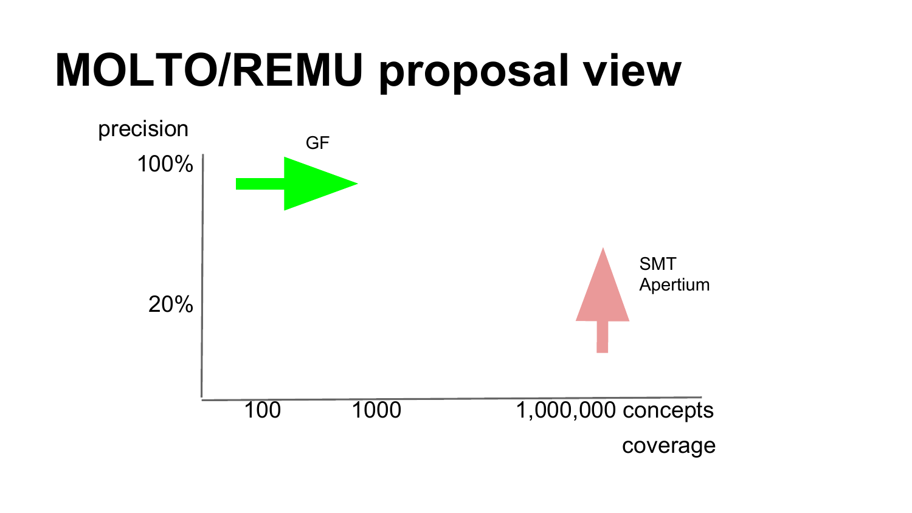# MOLTO/REMU proposal view

precision

100%

20%

GF

SMT
Apertium

100 1000 1,000,000 concepts

coverage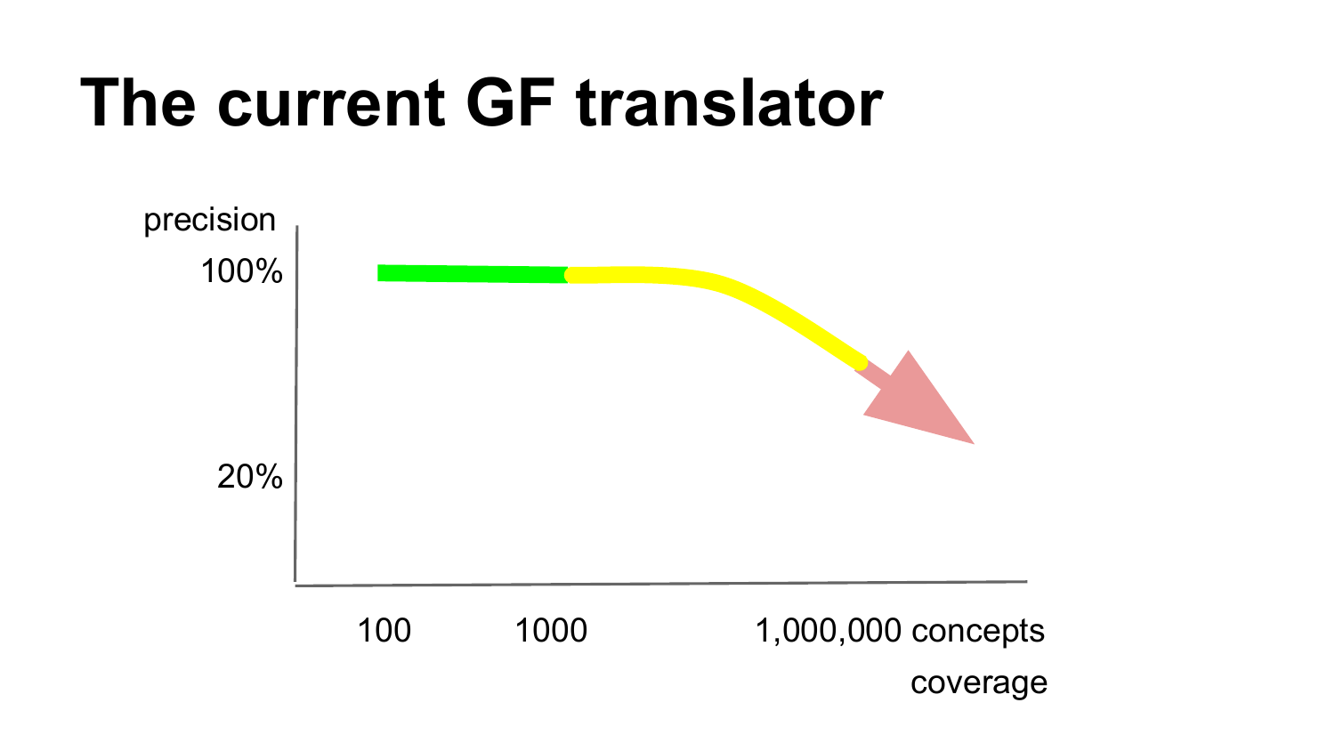# The current GF translator

precision

100%

20%

100    1000    1,000,000 concepts

coverage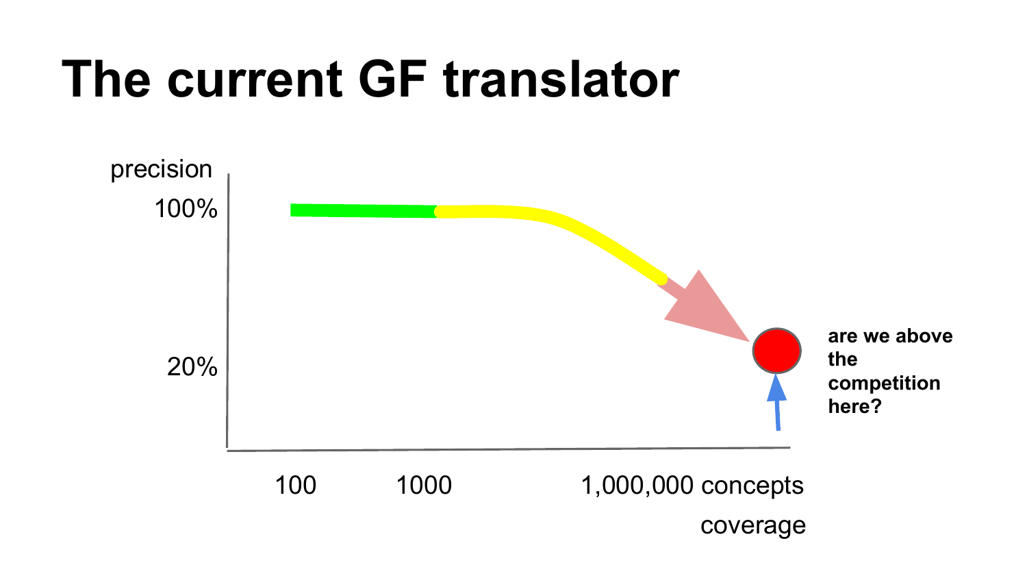# The current GF translator

precision

100%

20%

100

1000

1,000,000 concepts

coverage

**are we above the competition here?**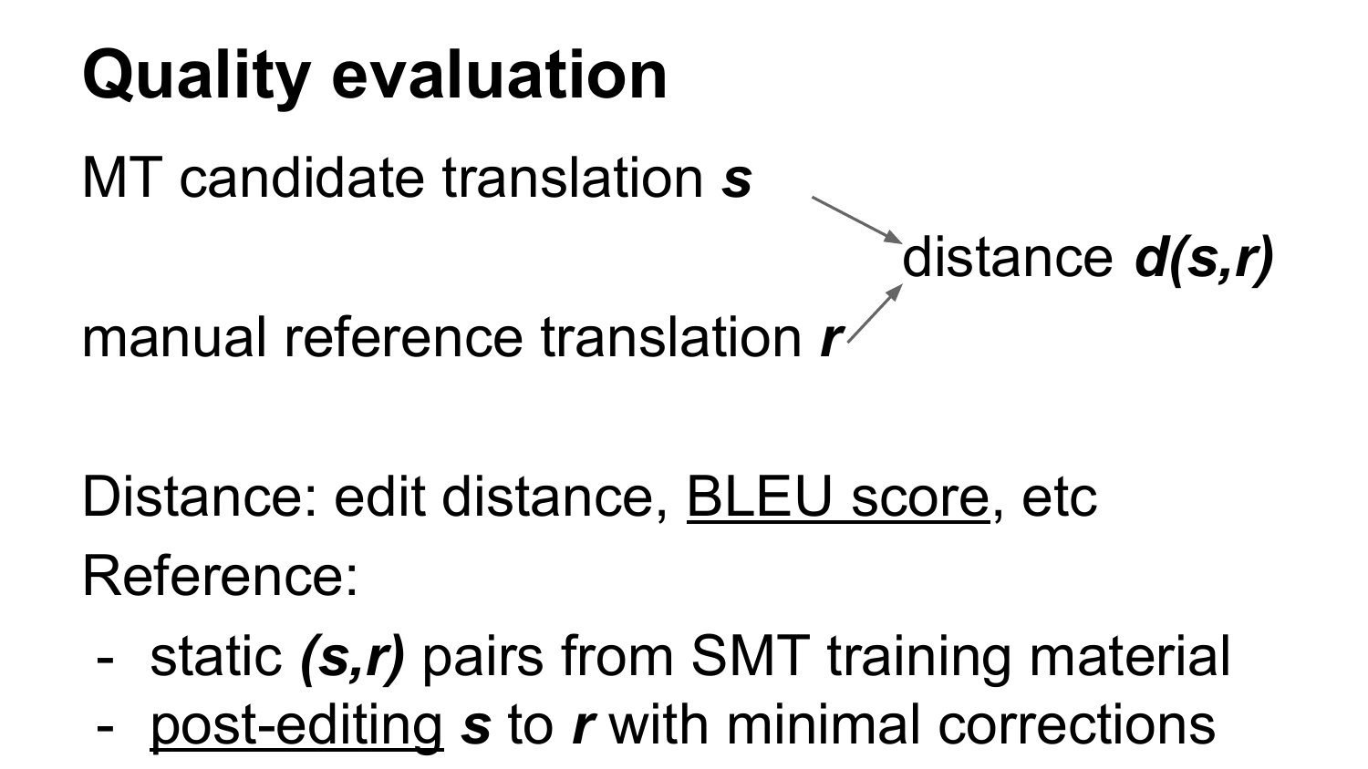# Quality evaluation

MT candidate translation ***s***

distance ***d(s,r)***

manual reference translation ***r***

Distance: edit distance, <u>BLEU score</u>, etc

Reference:

- static ***(s,r)*** pairs from SMT training material
- <u>post-editing</u> ***s*** to ***r*** with minimal corrections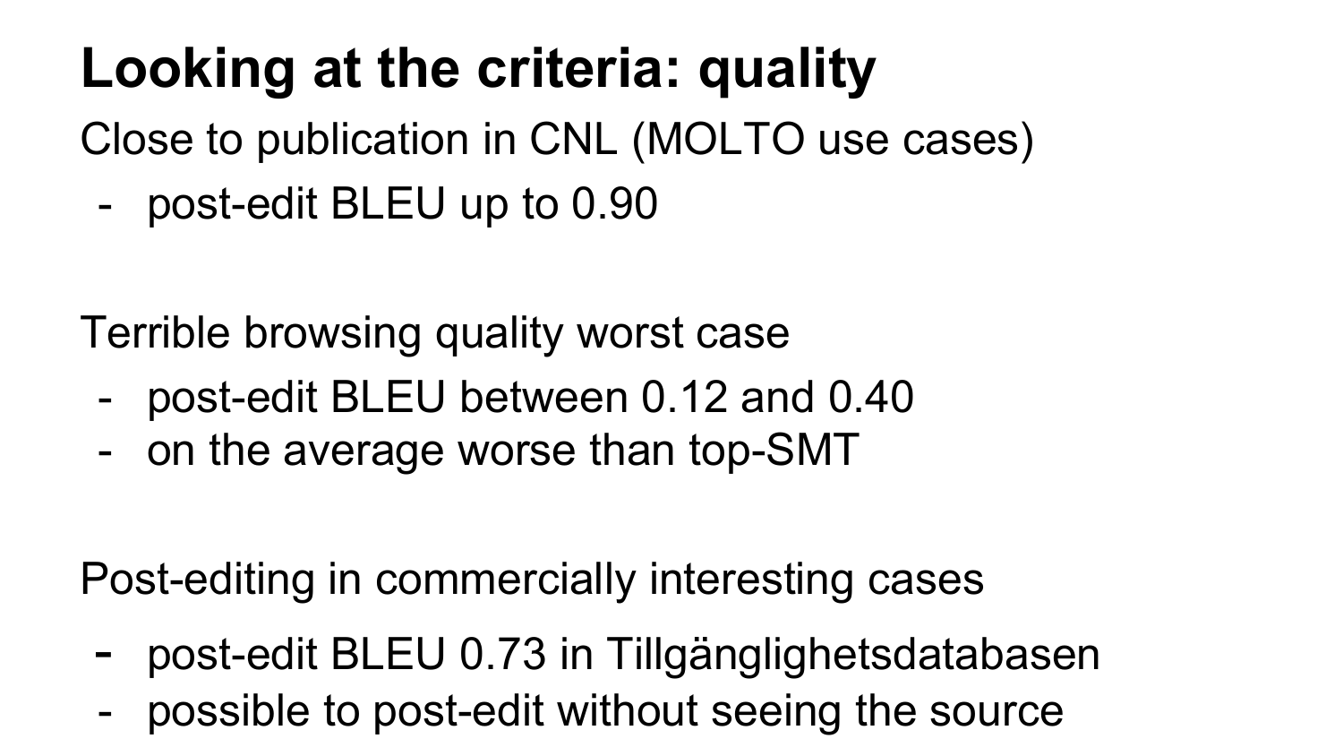# Looking at the criteria: quality

Close to publication in CNL (MOLTO use cases)

- post-edit BLEU up to 0.90

Terrible browsing quality worst case

- post-edit BLEU between 0.12 and 0.40
- on the average worse than top-SMT

Post-editing in commercially interesting cases

- post-edit BLEU 0.73 in Tillgänglighetsdatabasen
- possible to post-edit without seeing the source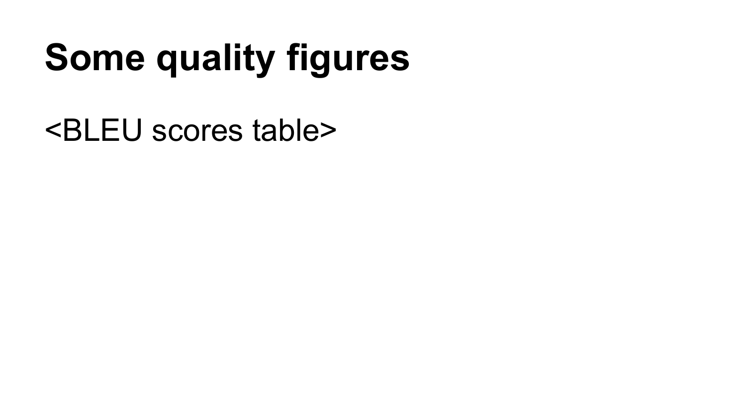# Some quality figures

<BLEU scores table>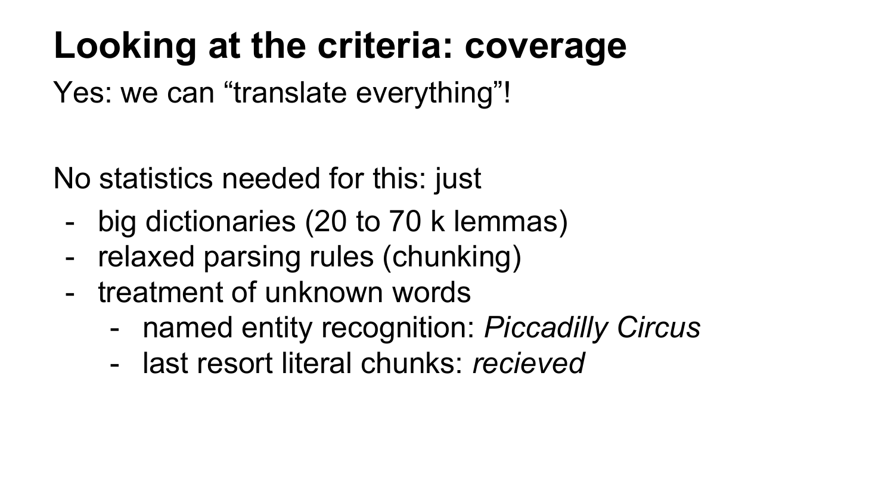# Looking at the criteria: coverage

Yes: we can “translate everything”!

No statistics needed for this: just

- big dictionaries (20 to 70 k lemmas)
- relaxed parsing rules (chunking)
- treatment of unknown words
    - named entity recognition: *Piccadilly Circus*
    - last resort literal chunks: *recieved*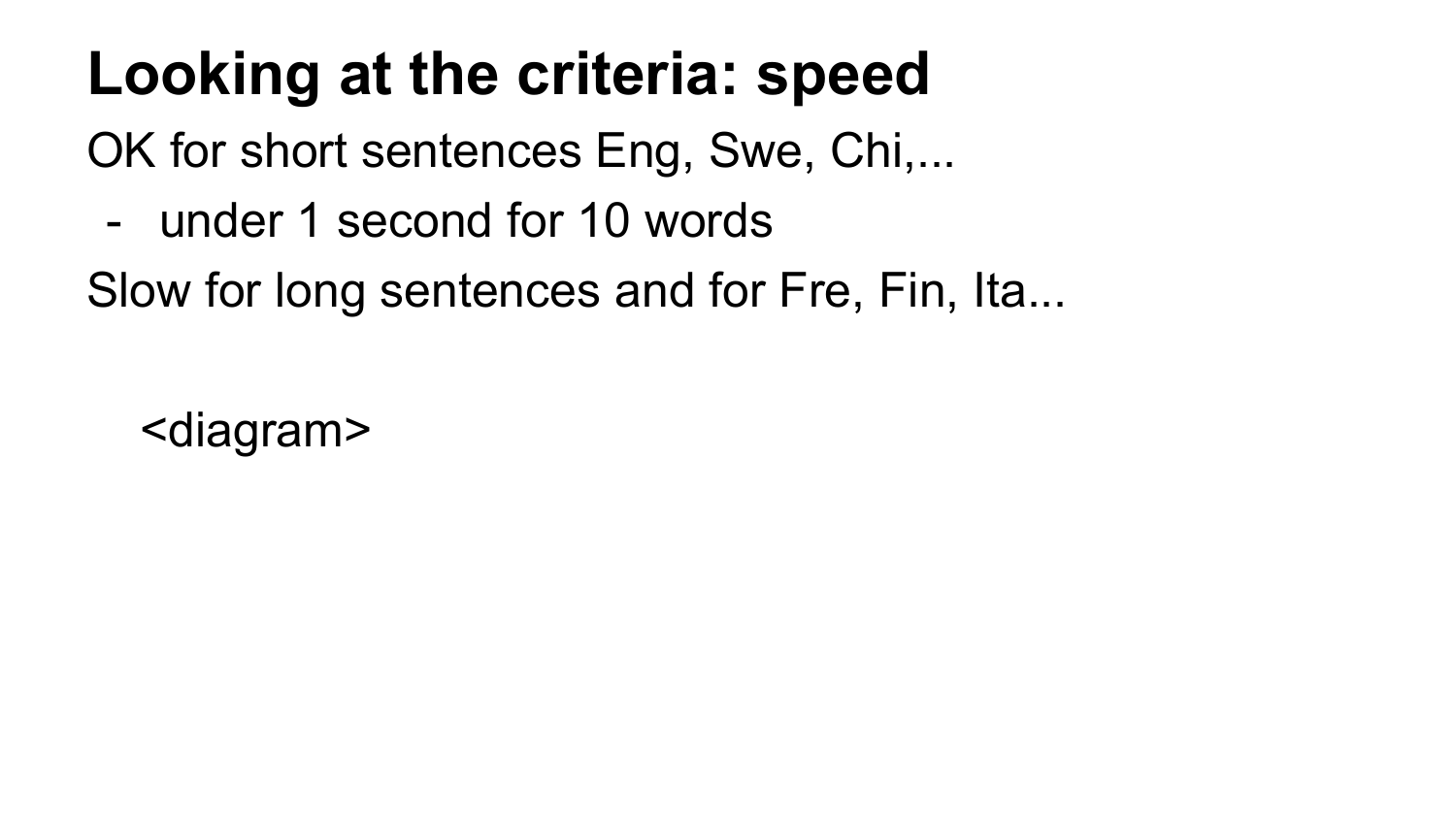# Looking at the criteria: speed

OK for short sentences Eng, Swe, Chi,...

- under 1 second for 10 words

Slow for long sentences and for Fre, Fin, Ita...

<diagram>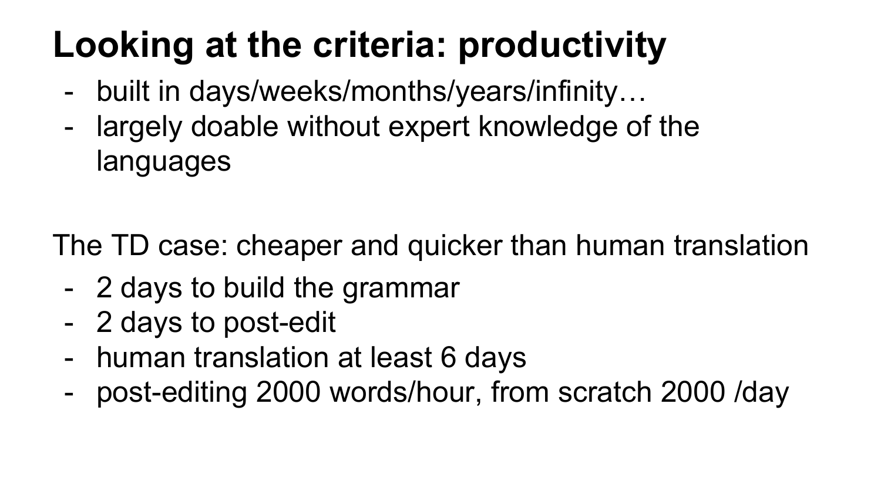# Looking at the criteria: productivity

- built in days/weeks/months/years/infinity…
- largely doable without expert knowledge of the languages

The TD case: cheaper and quicker than human translation

- 2 days to build the grammar
- 2 days to post-edit
- human translation at least 6 days
- post-editing 2000 words/hour, from scratch 2000 /day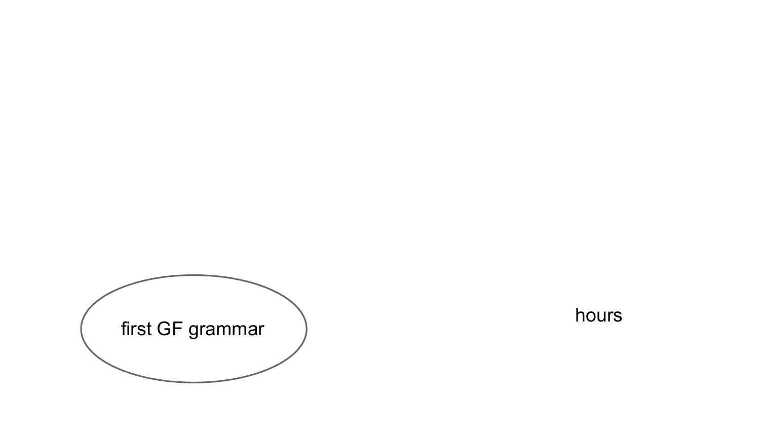first GF grammar

hours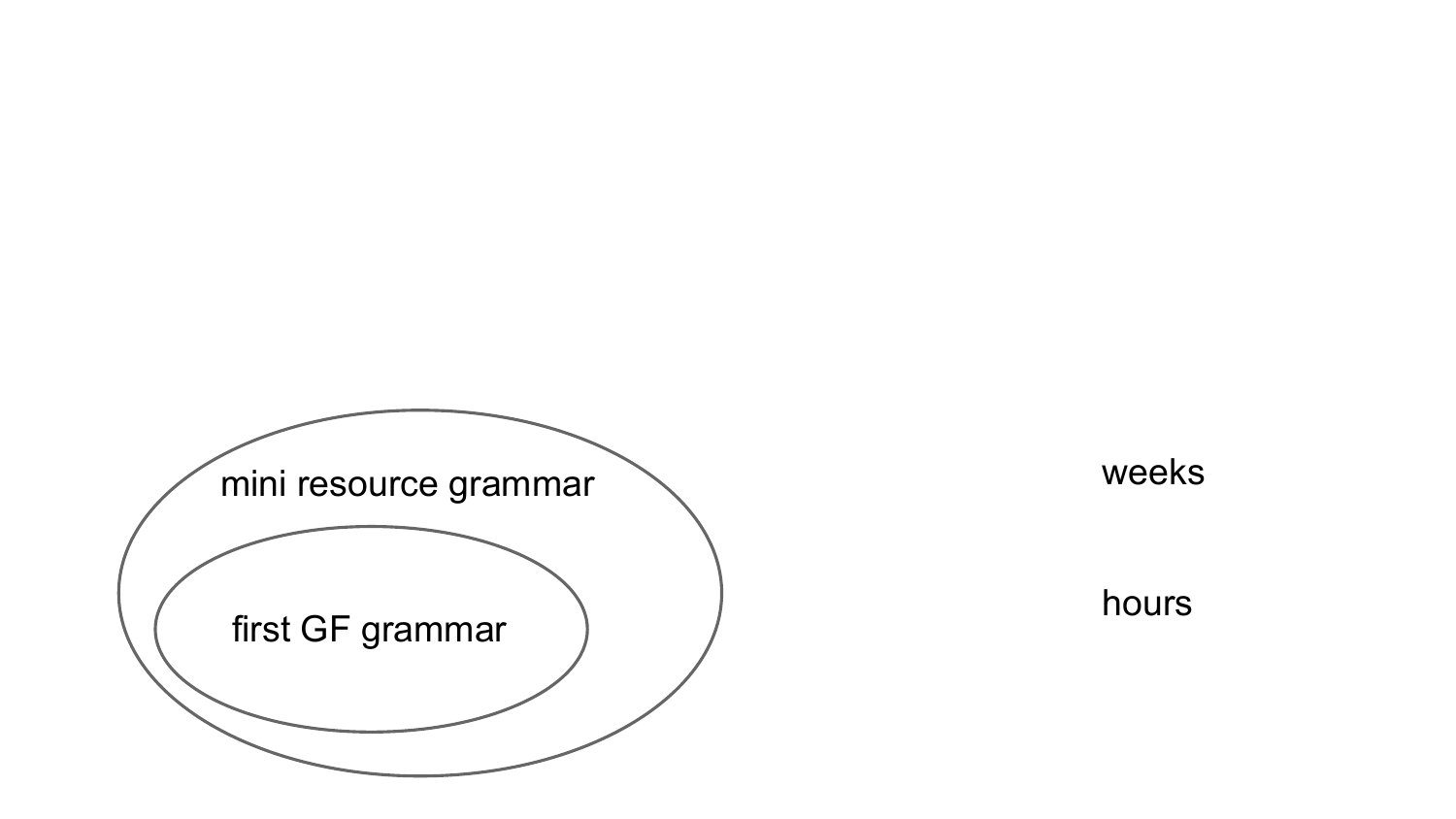mini resource grammar

first GF grammar

weeks

hours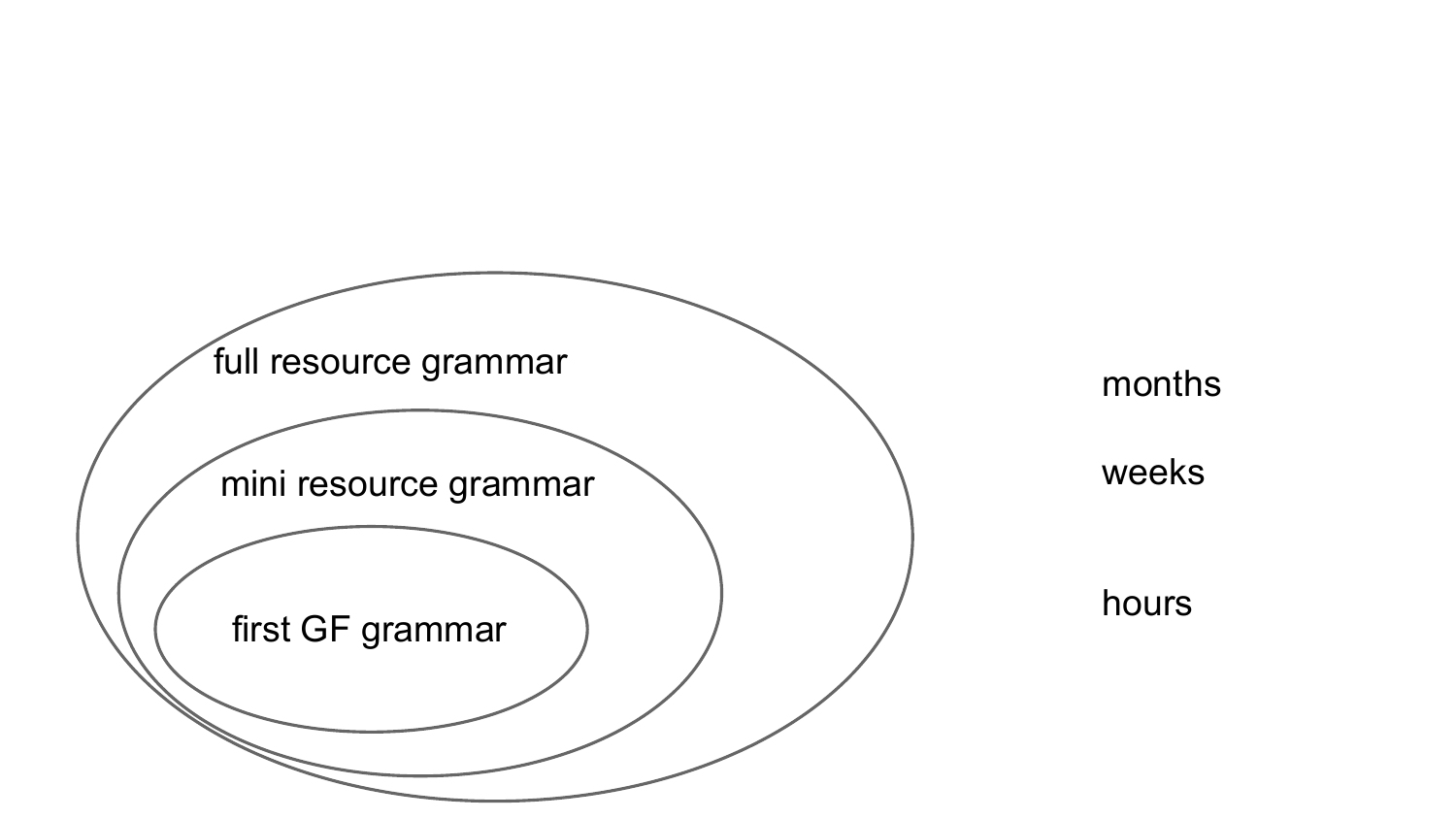full resource grammar

mini resource grammar

first GF grammar

months

weeks

hours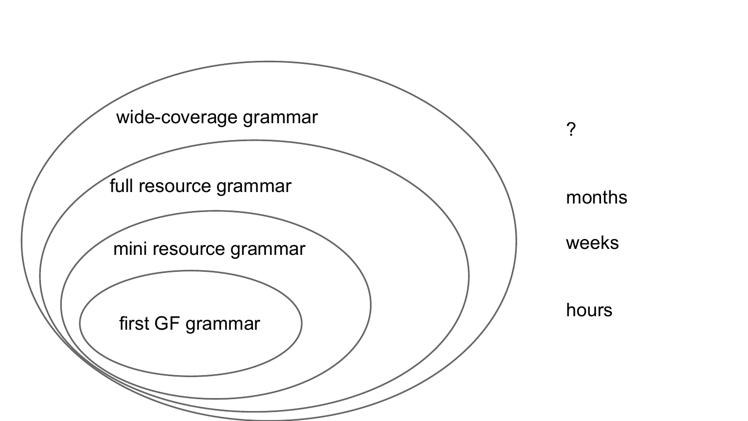wide-coverage grammar

full resource grammar

mini resource grammar

first GF grammar

?

months

weeks

hours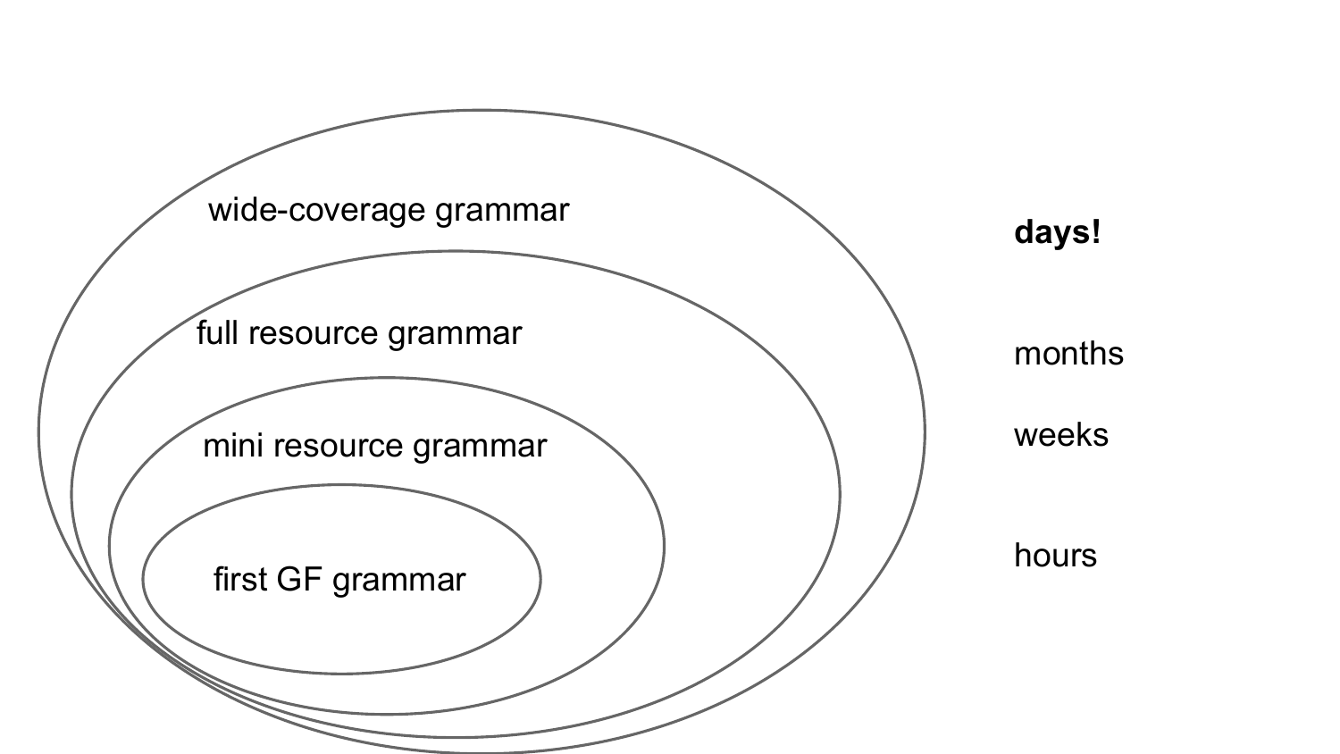wide-coverage grammar

full resource grammar

mini resource grammar

first GF grammar

**days!**

months

weeks

hours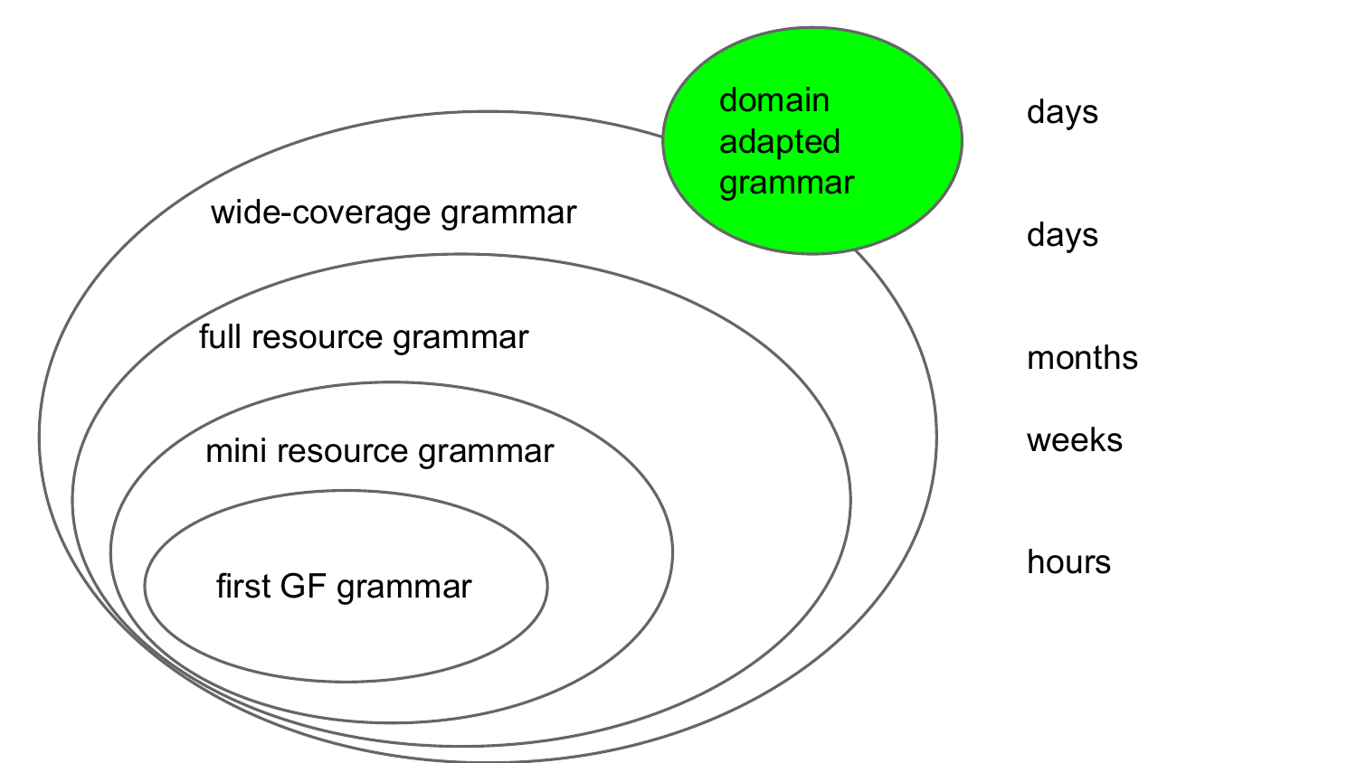domain adapted grammar

wide-coverage grammar

full resource grammar

mini resource grammar

first GF grammar

days

days

months

weeks

hours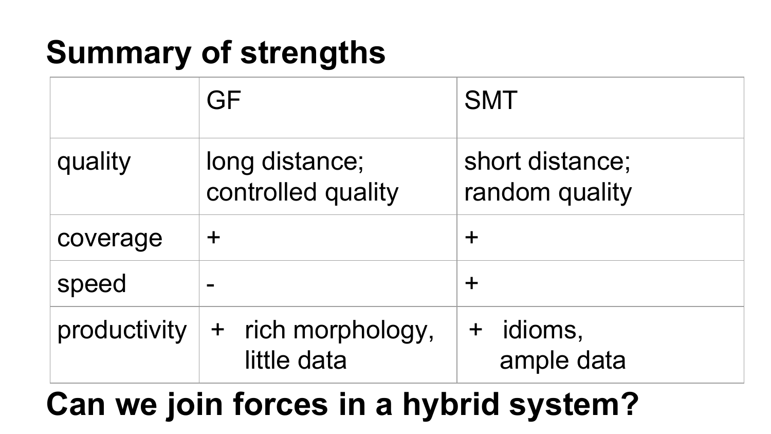# Summary of strengths

| | GF | SMT |
|---|---|---|
| quality | long distance; controlled quality | short distance; random quality |
| coverage | + | + |
| speed | - | + |
| productivity | + rich morphology, little data | + idioms, ample data |

# Can we join forces in a hybrid system?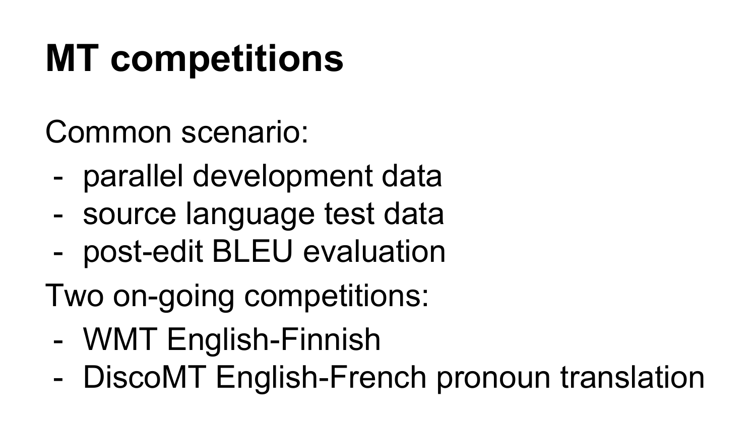# MT competitions

Common scenario:

- parallel development data
- source language test data
- post-edit BLEU evaluation

Two on-going competitions:

- WMT English-Finnish
- DiscoMT English-French pronoun translation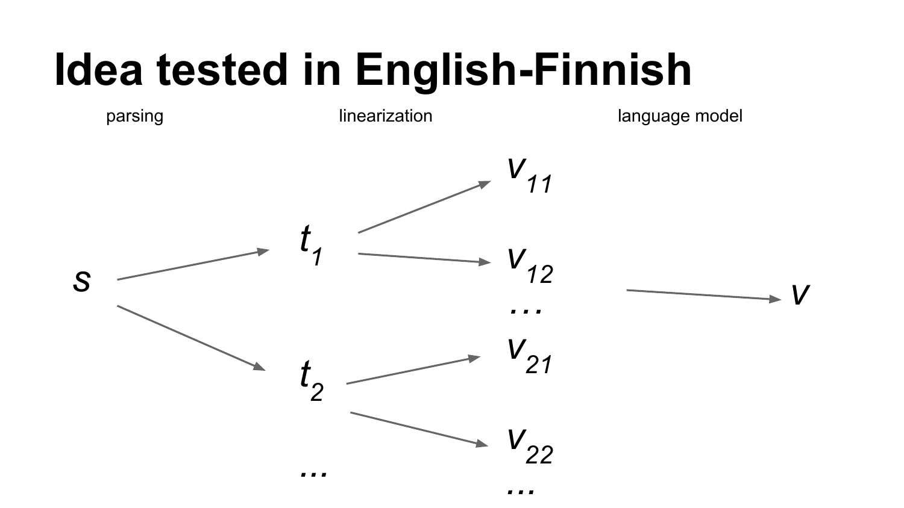# Idea tested in English-Finnish

parsing

linearization

language model

$s$

$t_1$

$t_2$

...

$v_{11}$

$v_{12}$

...

$v_{21}$

$v_{22}$

...

$v$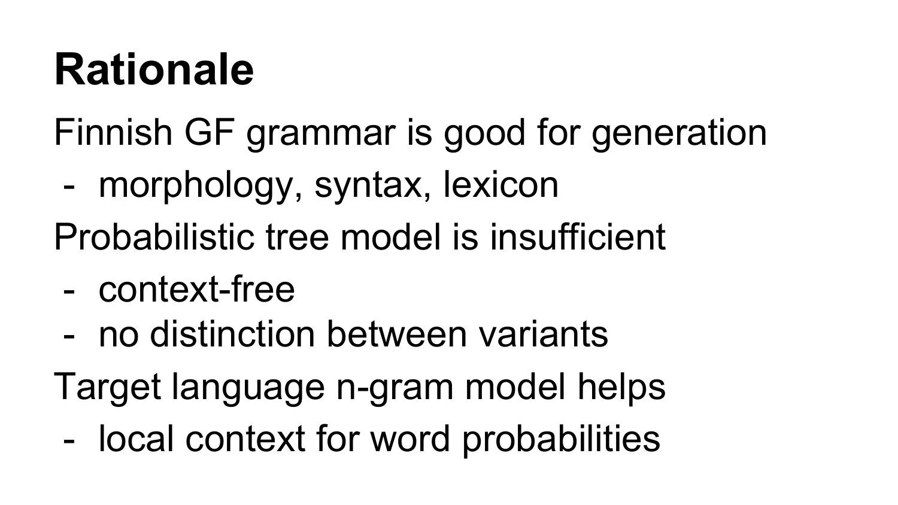# Rationale

Finnish GF grammar is good for generation

- morphology, syntax, lexicon

Probabilistic tree model is insufficient

- context-free
- no distinction between variants

Target language n-gram model helps

- local context for word probabilities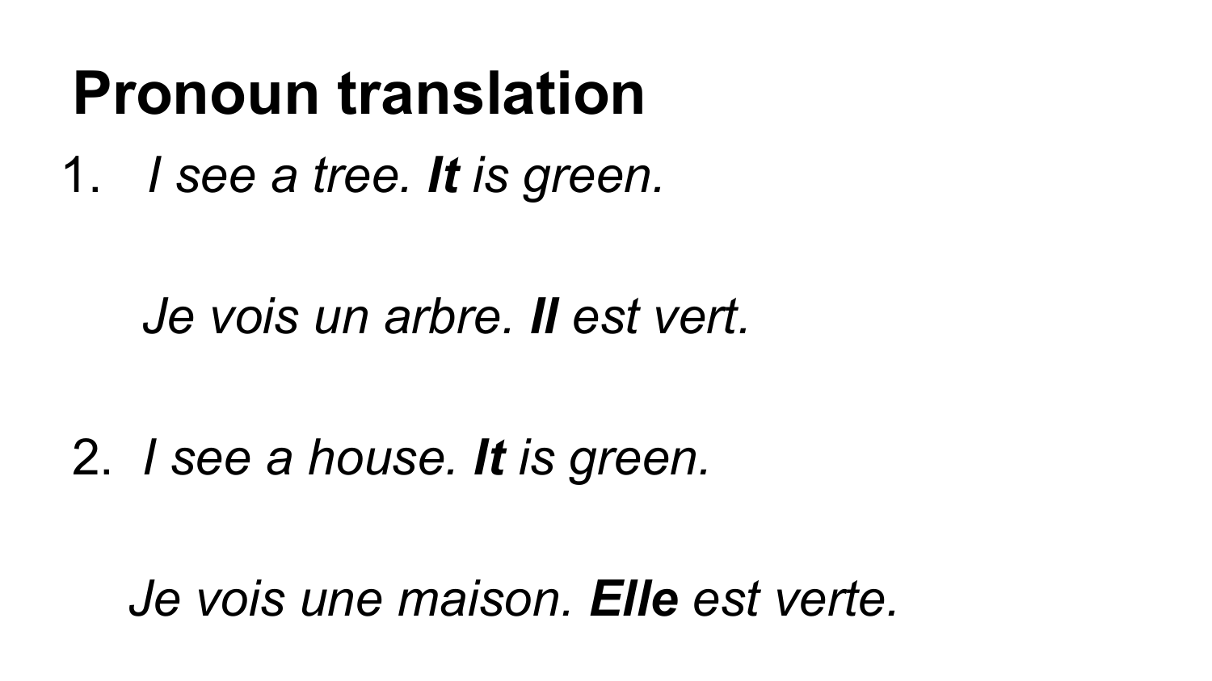# Pronoun translation

1. *I see a tree.* ***It*** *is green.*

   *Je vois un arbre.* ***Il*** *est vert.*

2. *I see a house.* ***It*** *is green.*

   *Je vois une maison.* ***Elle*** *est verte.*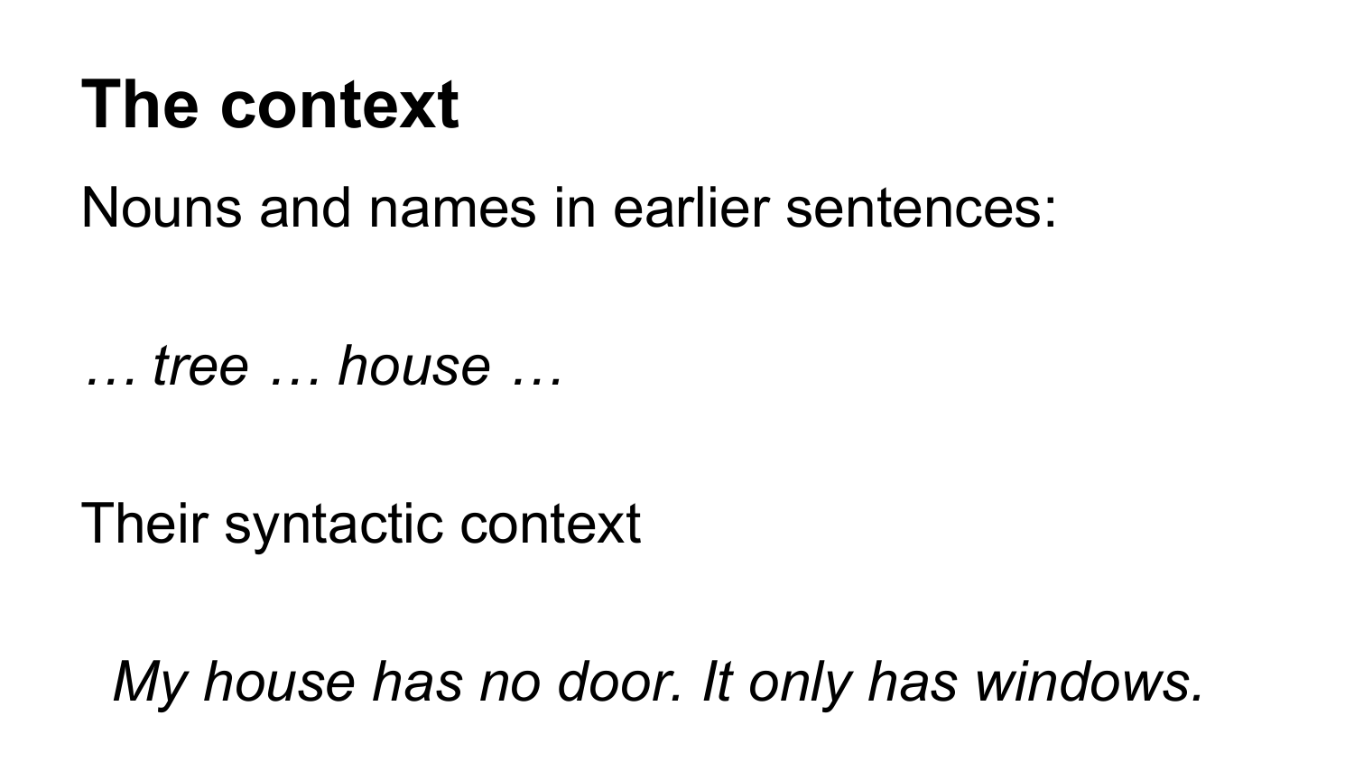# The context

Nouns and names in earlier sentences:

*… tree … house …*

Their syntactic context

*My house has no door. It only has windows.*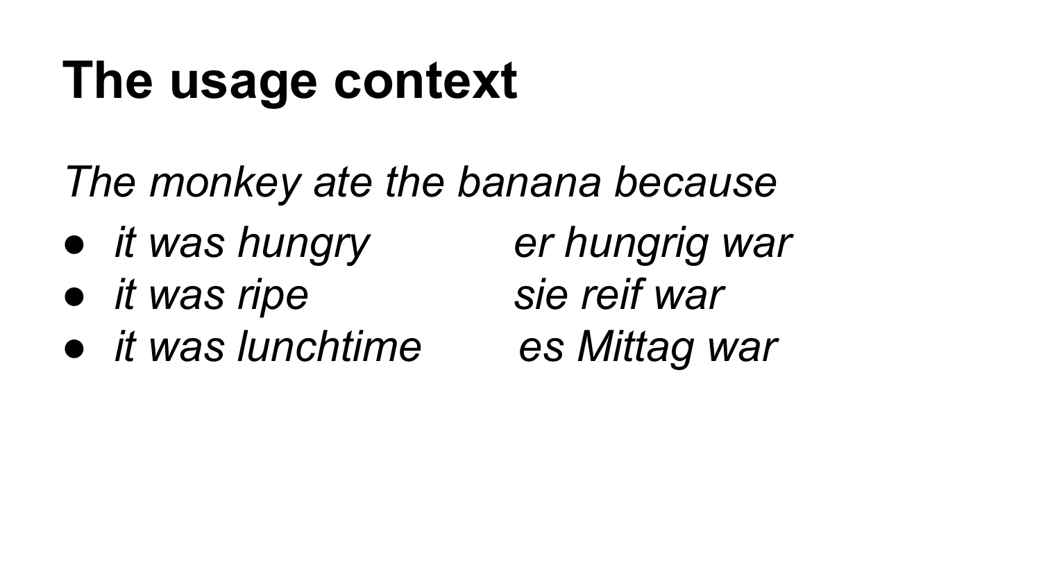# The usage context

*The monkey ate the banana because*

- *it was hungry* *er hungrig war*
- *it was ripe* *sie reif war*
- *it was lunchtime* *es Mittag war*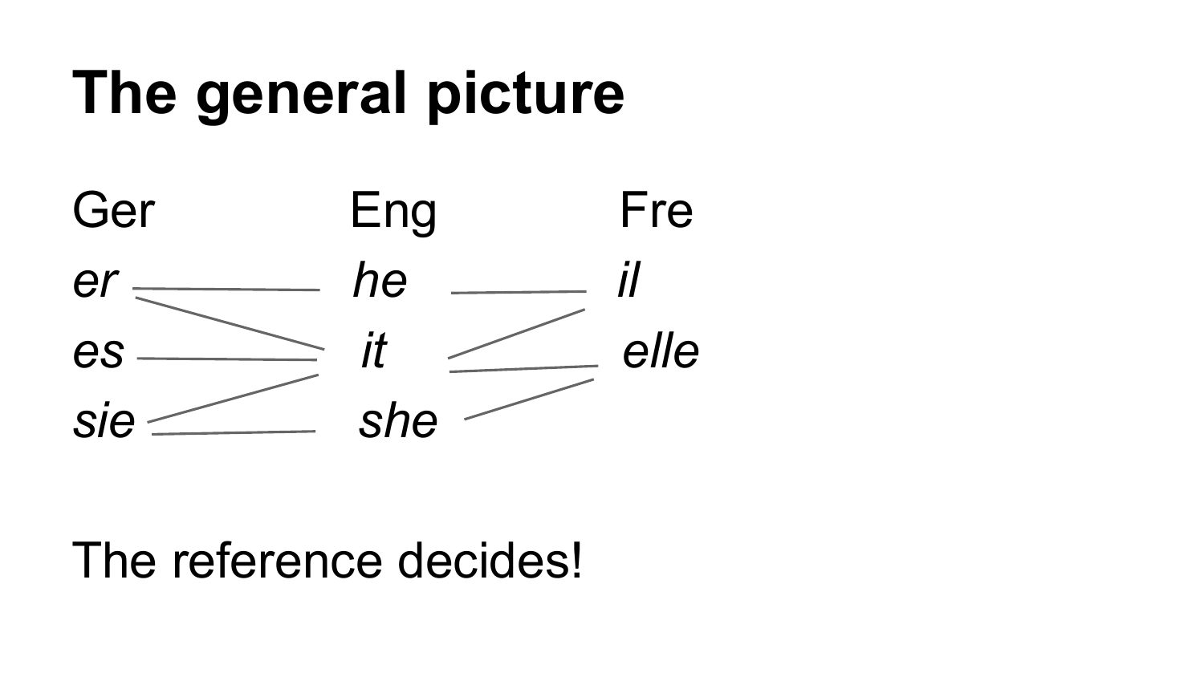# The general picture

| Ger | Eng | Fre |
| --- | --- | --- |
| *er* | *he* | *il* |
| *es* | *it* | *elle* |
| *sie* | *she* | |

The reference decides!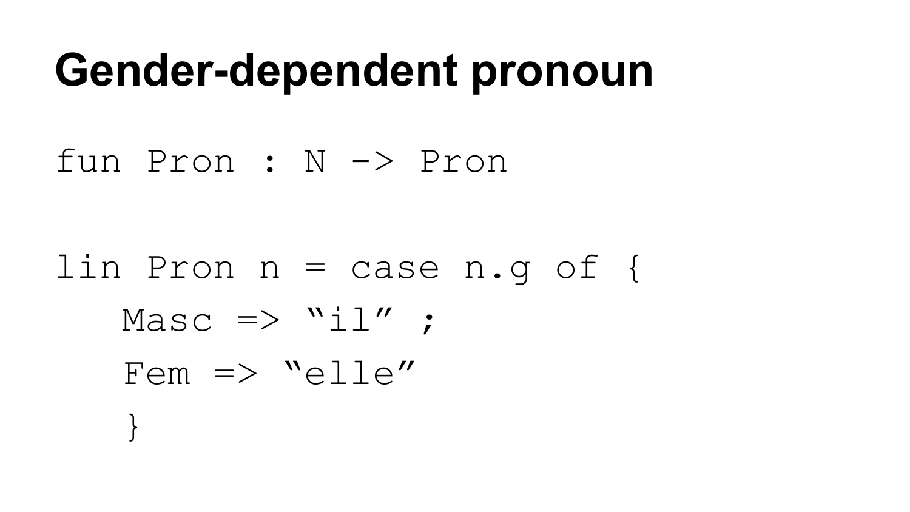# Gender-dependent pronoun

```
fun Pron : N -> Pron

lin Pron n = case n.g of {
   Masc => “il” ;
   Fem => “elle”
   }
```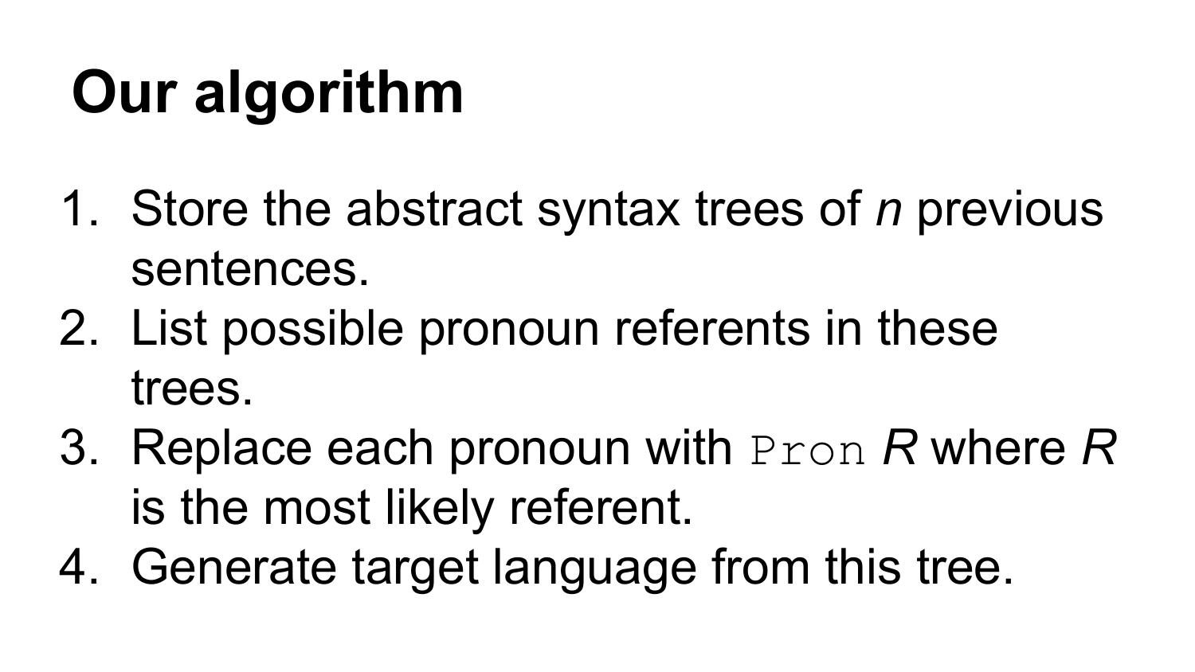# Our algorithm

1. Store the abstract syntax trees of *n* previous sentences.
2. List possible pronoun referents in these trees.
3. Replace each pronoun with `Pron` *R* where *R* is the most likely referent.
4. Generate target language from this tree.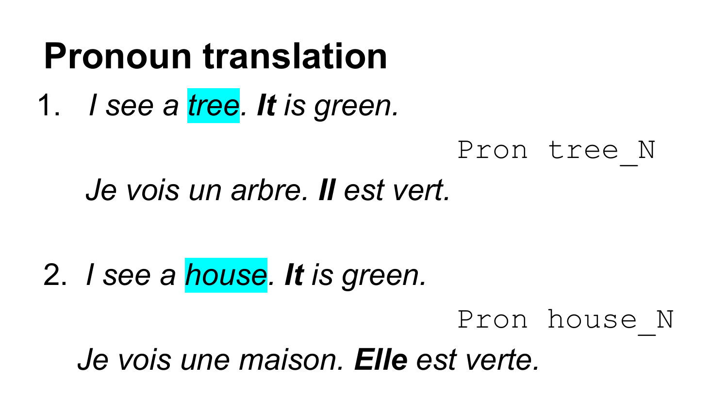# Pronoun translation

1. *I see a tree. **It** is green.*

   `Pron tree_N`

   *Je vois un arbre. **Il** est vert.*

2. *I see a house. **It** is green.*

   `Pron house_N`

   *Je vois une maison. **Elle** est verte.*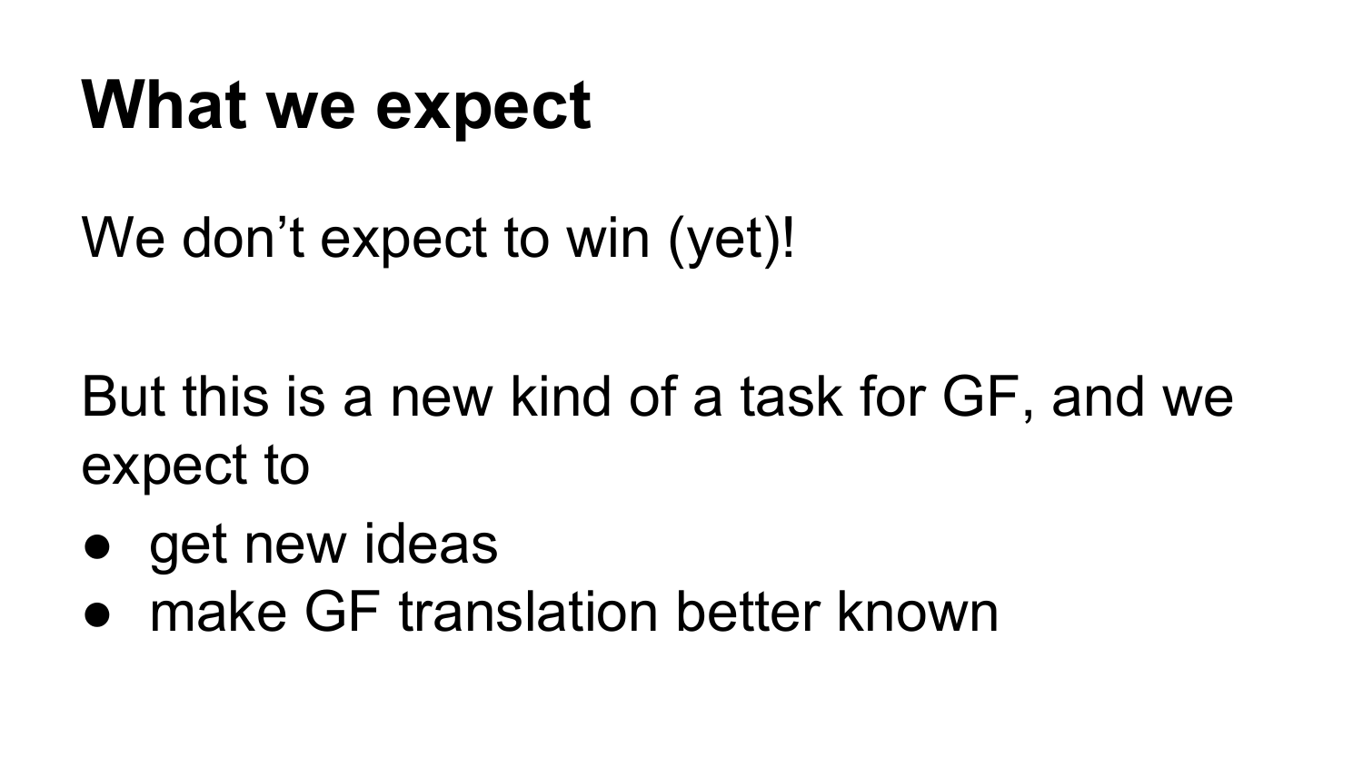# What we expect

We don't expect to win (yet)!

But this is a new kind of a task for GF, and we expect to

- get new ideas
- make GF translation better known